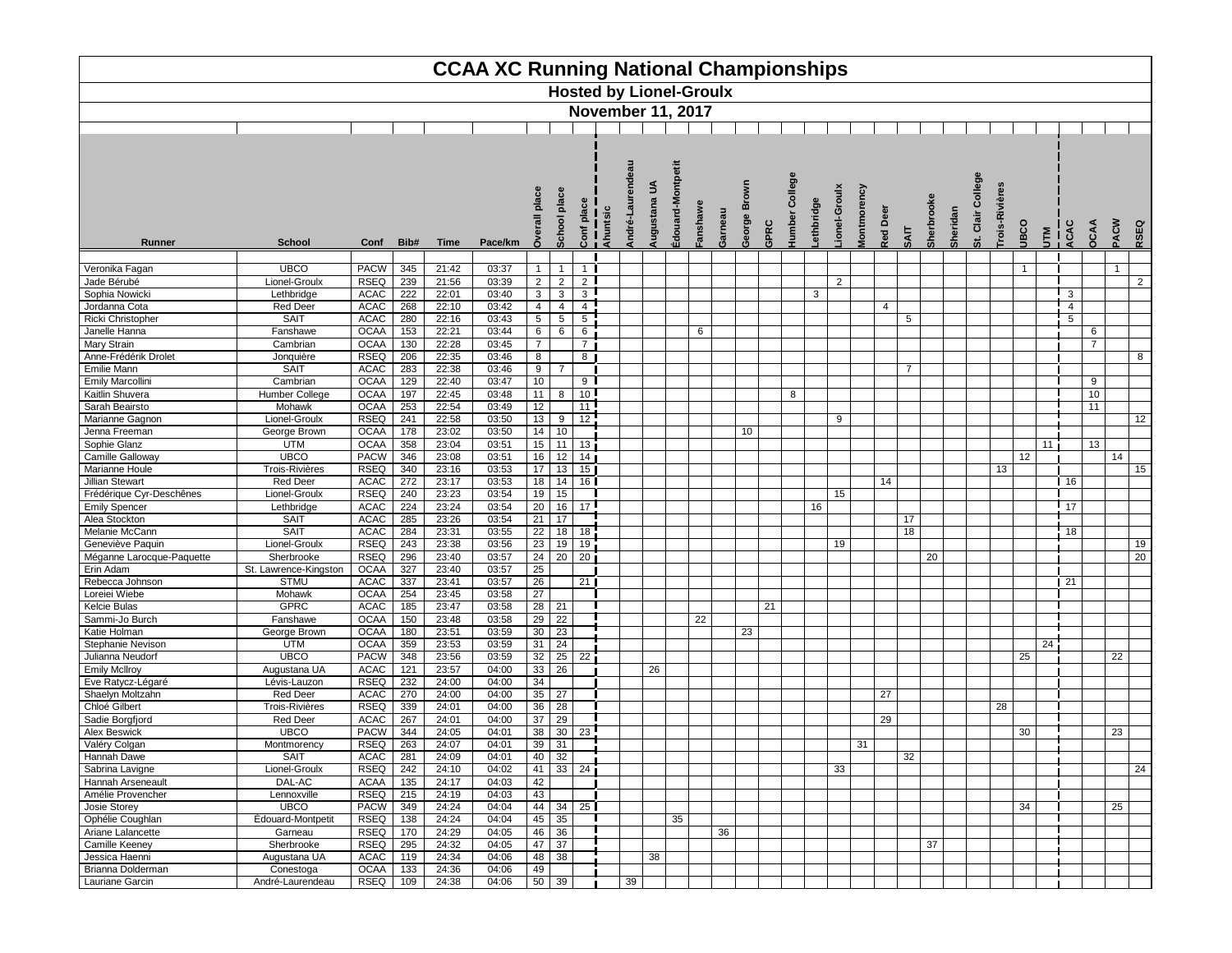# CCAA XC Running National Championships

## Hosted by Lionel-Groulx

## November 11, 2017

| Runner | School | Conf | Bib# | Time | Pace/km | Overall place | School place | Conf place | Ahuntsic | André-Laurendeau | Augustana UA | Édouard-Montpetit | Fanshawe | Garneau | George Brown | GPRC | Humber College | Lethbridge | Lionel-Groulx | Montmorency | Red Deer | SAIT | Sherbrooke | Sheridan | St. Clair College | Trois-Rivières | UBCO | UTM | ACAC | OCAA | PACW | RSEQ |
|---|---|---|---|---|---|---|---|---|---|---|---|---|---|---|---|---|---|---|---|---|---|---|---|---|---|---|---|---|---|---|---|---|
| Veronika Fagan | UBCO | PACW | 345 | 21:42 | 03:37 | 1 | 1 | 1 | | | | | | | | | | | | | | | | | | | 1 | | | | 1 | |
| Jade Bérubé | Lionel-Groulx | RSEQ | 239 | 21:56 | 03:39 | 2 | 2 | 2 | | | | | | | | | | | 2 | | | | | | | | | | | | | 2 |
| Sophia Nowicki | Lethbridge | ACAC | 222 | 22:01 | 03:40 | 3 | 3 | 3 | | | | | | | | | | 3 | | | | | | | | | | | 3 | | | |
| Jordanna Cota | Red Deer | ACAC | 268 | 22:10 | 03:42 | 4 | 4 | 4 | | | | | | | | | | | | | 4 | | | | | | | | 4 | | | |
| Ricki Christopher | SAIT | ACAC | 280 | 22:16 | 03:43 | 5 | 5 | 5 | | | | | | | | | | | | | | 5 | | | | | | | 5 | | | |
| Janelle Hanna | Fanshawe | OCAA | 153 | 22:21 | 03:44 | 6 | 6 | 6 | | | | | 6 | | | | | | | | | | | | | | | | | 6 | | |
| Mary Strain | Cambrian | OCAA | 130 | 22:28 | 03:45 | 7 | | 7 | | | | | | | | | | | | | | | | | | | | | | 7 | | |
| Anne-Frédérik Drolet | Jonquière | RSEQ | 206 | 22:35 | 03:46 | 8 | | 8 | | | | | | | | | | | | | | | | | | | | | | | | 8 |
| Emilie Mann | SAIT | ACAC | 283 | 22:38 | 03:46 | 9 | 7 | | | | | | | | | | | | | | | 7 | | | | | | | | | | |
| Emily Marcollini | Cambrian | OCAA | 129 | 22:40 | 03:47 | 10 | | 9 | | | | | | | | | | | | | | | | | | | | | | 9 | | |
| Kaitlin Shuvera | Humber College | OCAA | 197 | 22:45 | 03:48 | 11 | 8 | 10 | | | | | | | | | 8 | | | | | | | | | | | | | 10 | | |
| Sarah Beairsto | Mohawk | OCAA | 253 | 22:54 | 03:49 | 12 | | 11 | | | | | | | | | | | | | | | | | | | | | | 11 | | |
| Marianne Gagnon | Lionel-Groulx | RSEQ | 241 | 22:58 | 03:50 | 13 | 9 | 12 | | | | | | | | | | | 9 | | | | | | | | | | | | | 12 |
| Jenna Freeman | George Brown | OCAA | 178 | 23:02 | 03:50 | 14 | 10 | | | | | | | | 10 | | | | | | | | | | | | | | | | | |
| Sophie Glanz | UTM | OCAA | 358 | 23:04 | 03:51 | 15 | 11 | 13 | | | | | | | | | | | | | | | | | | | | 11 | | 13 | | |
| Camille Galloway | UBCO | PACW | 346 | 23:08 | 03:51 | 16 | 12 | 14 | | | | | | | | | | | | | | | | | | | 12 | | | | 14 | |
| Marianne Houle | Trois-Rivières | RSEQ | 340 | 23:16 | 03:53 | 17 | 13 | 15 | | | | | | | | | | | | | | | | | | 13 | | | | | | 15 |
| Jillian Stewart | Red Deer | ACAC | 272 | 23:17 | 03:53 | 18 | 14 | 16 | | | | | | | | | | | | | 14 | | | | | | | | 16 | | | |
| Frédérique Cyr-Deschênes | Lionel-Groulx | RSEQ | 240 | 23:23 | 03:54 | 19 | 15 | | | | | | | | | | | | 15 | | | | | | | | | | | | | |
| Emily Spencer | Lethbridge | ACAC | 224 | 23:24 | 03:54 | 20 | 16 | 17 | | | | | | | | | | 16 | | | | | | | | | | | 17 | | | |
| Alea Stockton | SAIT | ACAC | 285 | 23:26 | 03:54 | 21 | 17 | | | | | | | | | | | | | | | 17 | | | | | | | | | | |
| Melanie McCann | SAIT | ACAC | 284 | 23:31 | 03:55 | 22 | 18 | 18 | | | | | | | | | | | | | | 18 | | | | | | | 18 | | | |
| Geneviève Paquin | Lionel-Groulx | RSEQ | 243 | 23:38 | 03:56 | 23 | 19 | 19 | | | | | | | | | | | 19 | | | | | | | | | | | | | 19 |
| Méganne Larocque-Paquette | Sherbrooke | RSEQ | 296 | 23:40 | 03:57 | 24 | 20 | 20 | | | | | | | | | | | | | | | 20 | | | | | | | | | 20 |
| Erin Adam | St. Lawrence-Kingston | OCAA | 327 | 23:40 | 03:57 | 25 | | | | | | | | | | | | | | | | | | | | | | | | | | |
| Rebecca Johnson | STMU | ACAC | 337 | 23:41 | 03:57 | 26 | | 21 | | | | | | | | | | | | | | | | | | | | | 21 | | | |
| Loreiei Wiebe | Mohawk | OCAA | 254 | 23:45 | 03:58 | 27 | | | | | | | | | | | | | | | | | | | | | | | | | | |
| Kelcie Bulas | GPRC | ACAC | 185 | 23:47 | 03:58 | 28 | 21 | | | | | | | | | 21 | | | | | | | | | | | | | | | | |
| Sammi-Jo Burch | Fanshawe | OCAA | 150 | 23:48 | 03:58 | 29 | 22 | | | | | | 22 | | | | | | | | | | | | | | | | | | | |
| Katie Holman | George Brown | OCAA | 180 | 23:51 | 03:59 | 30 | 23 | | | | | | | | 23 | | | | | | | | | | | | | | | | | |
| Stephanie Nevison | UTM | OCAA | 359 | 23:53 | 03:59 | 31 | 24 | | | | | | | | | | | | | | | | | | | | | 24 | | | | |
| Julianna Neudorf | UBCO | PACW | 348 | 23:56 | 03:59 | 32 | 25 | 22 | | | | | | | | | | | | | | | | | | | 25 | | | | 22 | |
| Emily McIlroy | Augustana UA | ACAC | 121 | 23:57 | 04:00 | 33 | 26 | | | | 26 | | | | | | | | | | | | | | | | | | | | | |
| Eve Ratycz-Légaré | Lévis-Lauzon | RSEQ | 232 | 24:00 | 04:00 | 34 | | | | | | | | | | | | | | | | | | | | | | | | | | |
| Shaelyn Moltzahn | Red Deer | ACAC | 270 | 24:00 | 04:00 | 35 | 27 | | | | | | | | | | | | | | 27 | | | | | | | | | | | |
| Chloé Gilbert | Trois-Rivières | RSEQ | 339 | 24:01 | 04:00 | 36 | 28 | | | | | | | | | | | | | | | | | | | 28 | | | | | | |
| Sadie Borgfjord | Red Deer | ACAC | 267 | 24:01 | 04:00 | 37 | 29 | | | | | | | | | | | | | | 29 | | | | | | | | | | | |
| Alex Beswick | UBCO | PACW | 344 | 24:05 | 04:01 | 38 | 30 | 23 | | | | | | | | | | | | | | | | | | | 30 | | | | 23 | |
| Valéry Colgan | Montmorency | RSEQ | 263 | 24:07 | 04:01 | 39 | 31 | | | | | | | | | | | | | 31 | | | | | | | | | | | | |
| Hannah Dawe | SAIT | ACAC | 281 | 24:09 | 04:01 | 40 | 32 | | | | | | | | | | | | | | | 32 | | | | | | | | | | |
| Sabrina Lavigne | Lionel-Groulx | RSEQ | 242 | 24:10 | 04:02 | 41 | 33 | 24 | | | | | | | | | | | 33 | | | | | | | | | | | | | 24 |
| Hannah Arseneault | DAL-AC | ACAA | 135 | 24:17 | 04:03 | 42 | | | | | | | | | | | | | | | | | | | | | | | | | | |
| Amélie Provencher | Lennoxville | RSEQ | 215 | 24:19 | 04:03 | 43 | | | | | | | | | | | | | | | | | | | | | | | | | | |
| Josie Storey | UBCO | PACW | 349 | 24:24 | 04:04 | 44 | 34 | 25 | | | | | | | | | | | | | | | | | | | 34 | | | | 25 | |
| Ophélie Coughlan | Édouard-Montpetit | RSEQ | 138 | 24:24 | 04:04 | 45 | 35 | | | | | 35 | | | | | | | | | | | | | | | | | | | | |
| Ariane Lalancette | Garneau | RSEQ | 170 | 24:29 | 04:05 | 46 | 36 | | | | | | | 36 | | | | | | | | | | | | | | | | | | |
| Camille Keeney | Sherbrooke | RSEQ | 295 | 24:32 | 04:05 | 47 | 37 | | | | | | | | | | | | | | | | 37 | | | | | | | | | |
| Jessica Haenni | Augustana UA | ACAC | 119 | 24:34 | 04:06 | 48 | 38 | | | | 38 | | | | | | | | | | | | | | | | | | | | | |
| Brianna Dolderman | Conestoga | OCAA | 133 | 24:36 | 04:06 | 49 | | | | | | | | | | | | | | | | | | | | | | | | | | |
| Lauriane Garcin | André-Laurendeau | RSEQ | 109 | 24:38 | 04:06 | 50 | 39 | | | 39 | | | | | | | | | | | | | | | | | | | | | | |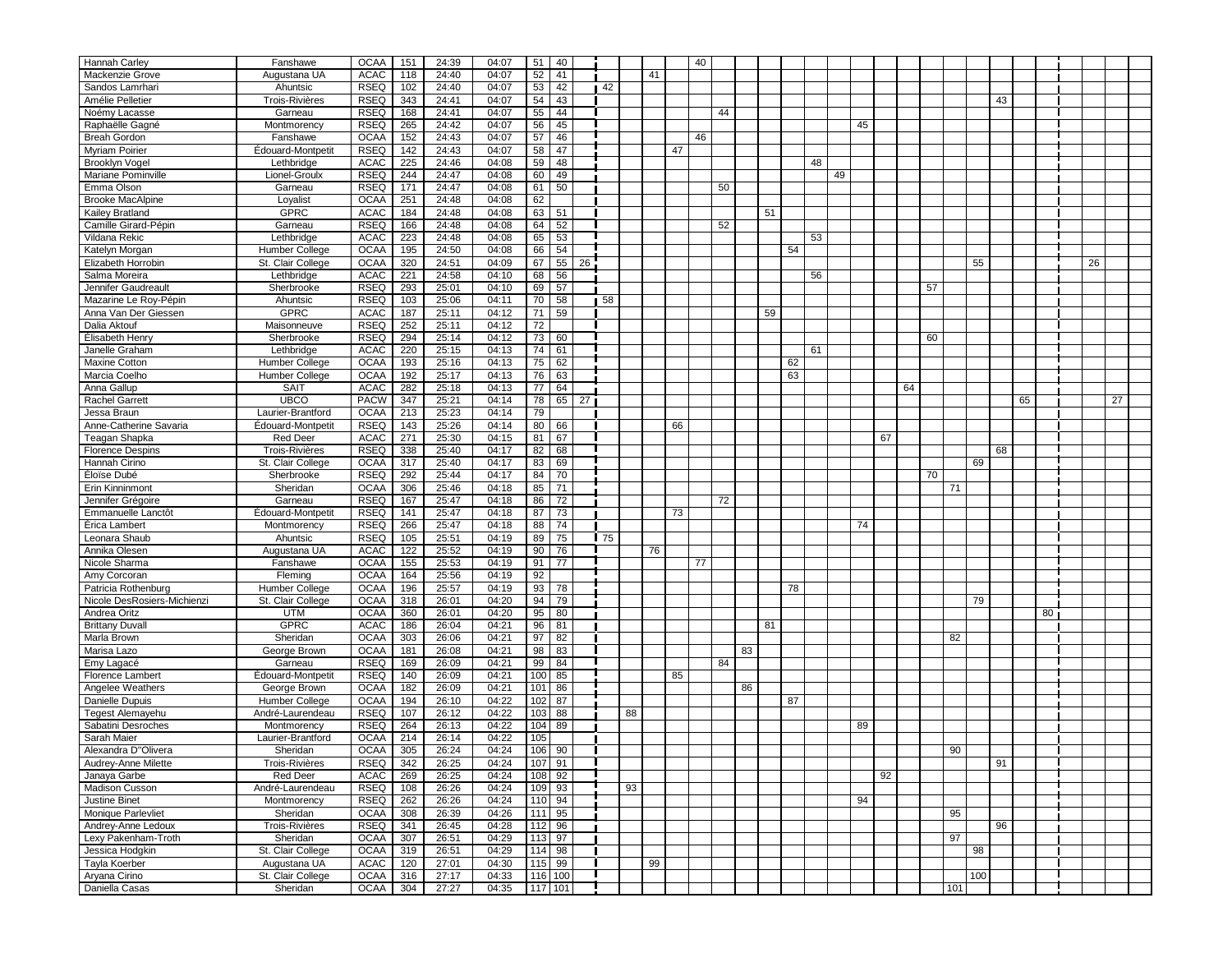| | | | | | | | | | | | | | | | | | | | | | | | | | | | | | | | | |
|---|---|---|---|---|---|---|---|---|---|---|---|---|---|---|---|---|---|---|---|---|---|---|---|---|---|---|---|---|---|---|---|---|
| Hannah Carley | Fanshawe | OCAA | 151 | 24:39 | 04:07 | 51 | 40 | | | | | | 40 | | | | | | | | | | | | | | | | | | | |
| Mackenzie Grove | Augustana UA | ACAC | 118 | 24:40 | 04:07 | 52 | 41 | | | | 41 | | | | | | | | | | | | | | | | | | | | | |
| Sandos Lamrhari | Ahuntsic | RSEQ | 102 | 24:40 | 04:07 | 53 | 42 | | 42 | | | | | | | | | | | | | | | | | | | | | | | |
| Amélie Pelletier | Trois-Rivières | RSEQ | 343 | 24:41 | 04:07 | 54 | 43 | | | | | | | | | | | | | | | | | | | | 43 | | | | | |
| Noémy Lacasse | Garneau | RSEQ | 168 | 24:41 | 04:07 | 55 | 44 | | | | | | | 44 | | | | | | | | | | | | | | | | | | |
| Raphaëlle Gagné | Montmorency | RSEQ | 265 | 24:42 | 04:07 | 56 | 45 | | | | | | | | | | | | | 45 | | | | | | | | | | | | |
| Breah Gordon | Fanshawe | OCAA | 152 | 24:43 | 04:07 | 57 | 46 | | | | | | 46 | | | | | | | | | | | | | | | | | | | |
| Myriam Poirier | Édouard-Montpetit | RSEQ | 142 | 24:43 | 04:07 | 58 | 47 | | | | | 47 | | | | | | | | | | | | | | | | | | | | |
| Brooklyn Vogel | Lethbridge | ACAC | 225 | 24:46 | 04:08 | 59 | 48 | | | | | | | | | | | 48 | | | | | | | | | | | | | | |
| Mariane Pominville | Lionel-Groulx | RSEQ | 244 | 24:47 | 04:08 | 60 | 49 | | | | | | | | | | | | 49 | | | | | | | | | | | | | |
| Emma Olson | Garneau | RSEQ | 171 | 24:47 | 04:08 | 61 | 50 | | | | | | | 50 | | | | | | | | | | | | | | | | | | |
| Brooke MacAlpine | Loyalist | OCAA | 251 | 24:48 | 04:08 | 62 | | | | | | | | | | | | | | | | | | | | | | | | | | |
| Kailey Bratland | GPRC | ACAC | 184 | 24:48 | 04:08 | 63 | 51 | | | | | | | | | 51 | | | | | | | | | | | | | | | | |
| Camille Girard-Pépin | Garneau | RSEQ | 166 | 24:48 | 04:08 | 64 | 52 | | | | | | | 52 | | | | | | | | | | | | | | | | | | |
| Vildana Rekic | Lethbridge | ACAC | 223 | 24:48 | 04:08 | 65 | 53 | | | | | | | | | | | 53 | | | | | | | | | | | | | | |
| Katelyn Morgan | Humber College | OCAA | 195 | 24:50 | 04:08 | 66 | 54 | | | | | | | | | | 54 | | | | | | | | | | | | | | | |
| Elizabeth Horrobin | St. Clair College | OCAA | 320 | 24:51 | 04:09 | 67 | 55 | 26 | | | | | | | | | | | | | | | | | 55 | | | | | 26 | | |
| Salma Moreira | Lethbridge | ACAC | 221 | 24:58 | 04:10 | 68 | 56 | | | | | | | | | | | 56 | | | | | | | | | | | | | | |
| Jennifer Gaudreault | Sherbrooke | RSEQ | 293 | 25:01 | 04:10 | 69 | 57 | | | | | | | | | | | | | | | | 57 | | | | | | | | | |
| Mazarine Le Roy-Pépin | Ahuntsic | RSEQ | 103 | 25:06 | 04:11 | 70 | 58 | | 58 | | | | | | | | | | | | | | | | | | | | | | | |
| Anna Van Der Giessen | GPRC | ACAC | 187 | 25:11 | 04:12 | 71 | 59 | | | | | | | | | 59 | | | | | | | | | | | | | | | | |
| Dalia Aktouf | Maisonneuve | RSEQ | 252 | 25:11 | 04:12 | 72 | | | | | | | | | | | | | | | | | | | | | | | | | | |
| Élisabeth Henry | Sherbrooke | RSEQ | 294 | 25:14 | 04:12 | 73 | 60 | | | | | | | | | | | | | | | | 60 | | | | | | | | | |
| Janelle Graham | Lethbridge | ACAC | 220 | 25:15 | 04:13 | 74 | 61 | | | | | | | | | | | 61 | | | | | | | | | | | | | | |
| Maxine Cotton | Humber College | OCAA | 193 | 25:16 | 04:13 | 75 | 62 | | | | | | | | | | 62 | | | | | | | | | | | | | | | |
| Marcia Coelho | Humber College | OCAA | 192 | 25:17 | 04:13 | 76 | 63 | | | | | | | | | | 63 | | | | | | | | | | | | | | | |
| Anna Gallup | SAIT | ACAC | 282 | 25:18 | 04:13 | 77 | 64 | | | | | | | | | | | | | | | 64 | | | | | | | | | | |
| Rachel Garrett | UBCO | PACW | 347 | 25:21 | 04:14 | 78 | 65 | 27 | | | | | | | | | | | | | | | | | | | | 65 | | | | 27 | |
| Jessa Braun | Laurier-Brantford | OCAA | 213 | 25:23 | 04:14 | 79 | | | | | | | | | | | | | | | | | | | | | | | | | | |
| Anne-Catherine Savaria | Édouard-Montpetit | RSEQ | 143 | 25:26 | 04:14 | 80 | 66 | | | | | 66 | | | | | | | | | | | | | | | | | | | | |
| Teagan Shapka | Red Deer | ACAC | 271 | 25:30 | 04:15 | 81 | 67 | | | | | | | | | | | | | | 67 | | | | | | | | | | | |
| Florence Despins | Trois-Rivières | RSEQ | 338 | 25:40 | 04:17 | 82 | 68 | | | | | | | | | | | | | | | | | | | 68 | | | | | | |
| Hannah Cirino | St. Clair College | OCAA | 317 | 25:40 | 04:17 | 83 | 69 | | | | | | | | | | | | | | | | | | 69 | | | | | | | |
| Éloïse Dubé | Sherbrooke | RSEQ | 292 | 25:44 | 04:17 | 84 | 70 | | | | | | | | | | | | | | | | 70 | | | | | | | | | |
| Erin Kinninmont | Sheridan | OCAA | 306 | 25:46 | 04:18 | 85 | 71 | | | | | | | | | | | | | | | | | 71 | | | | | | | | |
| Jennifer Grégoire | Garneau | RSEQ | 167 | 25:47 | 04:18 | 86 | 72 | | | | | | | 72 | | | | | | | | | | | | | | | | | | |
| Emmanuelle Lanctôt | Édouard-Montpetit | RSEQ | 141 | 25:47 | 04:18 | 87 | 73 | | | | | 73 | | | | | | | | | | | | | | | | | | | | |
| Érica Lambert | Montmorency | RSEQ | 266 | 25:47 | 04:18 | 88 | 74 | | | | | | | | | | | | | 74 | | | | | | | | | | | | |
| Leonara Shaub | Ahuntsic | RSEQ | 105 | 25:51 | 04:19 | 89 | 75 | | 75 | | | | | | | | | | | | | | | | | | | | | | | |
| Annika Olesen | Augustana UA | ACAC | 122 | 25:52 | 04:19 | 90 | 76 | | | | 76 | | | | | | | | | | | | | | | | | | | | | |
| Nicole Sharma | Fanshawe | OCAA | 155 | 25:53 | 04:19 | 91 | 77 | | | | | | 77 | | | | | | | | | | | | | | | | | | | |
| Amy Corcoran | Fleming | OCAA | 164 | 25:56 | 04:19 | 92 | | | | | | | | | | | | | | | | | | | | | | | | | | |
| Patricia Rothenburg | Humber College | OCAA | 196 | 25:57 | 04:19 | 93 | 78 | | | | | | | | | | 78 | | | | | | | | | | | | | | | |
| Nicole DesRosiers-Michienzi | St. Clair College | OCAA | 318 | 26:01 | 04:20 | 94 | 79 | | | | | | | | | | | | | | | | | | 79 | | | | | | | |
| Andrea Ortiz | UTM | OCAA | 360 | 26:01 | 04:20 | 95 | 80 | | | | | | | | | | | | | | | | | | | | | 80 | | | | |
| Brittany Duvall | GPRC | ACAC | 186 | 26:04 | 04:21 | 96 | 81 | | | | | | | | | 81 | | | | | | | | | | | | | | | | |
| Marla Brown | Sheridan | OCAA | 303 | 26:06 | 04:21 | 97 | 82 | | | | | | | | | | | | | | | | | 82 | | | | | | | | |
| Marisa Lazo | George Brown | OCAA | 181 | 26:08 | 04:21 | 98 | 83 | | | | | | | | 83 | | | | | | | | | | | | | | | | | |
| Emy Lagacé | Garneau | RSEQ | 169 | 26:09 | 04:21 | 99 | 84 | | | | | | | 84 | | | | | | | | | | | | | | | | | | |
| Florence Lambert | Édouard-Montpetit | RSEQ | 140 | 26:09 | 04:21 | 100 | 85 | | | | | 85 | | | | | | | | | | | | | | | | | | | | |
| Angelee Weathers | George Brown | OCAA | 182 | 26:09 | 04:21 | 101 | 86 | | | | | | | | 86 | | | | | | | | | | | | | | | | | |
| Danielle Dupuis | Humber College | OCAA | 194 | 26:10 | 04:22 | 102 | 87 | | | | | | | | | | 87 | | | | | | | | | | | | | | | |
| Tegest Alemayehu | André-Laurendeau | RSEQ | 107 | 26:12 | 04:22 | 103 | 88 | | | 88 | | | | | | | | | | | | | | | | | | | | | | |
| Sabatini Desroches | Montmorency | RSEQ | 264 | 26:13 | 04:22 | 104 | 89 | | | | | | | | | | | | | 89 | | | | | | | | | | | | |
| Sarah Maier | Laurier-Brantford | OCAA | 214 | 26:14 | 04:22 | 105 | | | | | | | | | | | | | | | | | | | | | | | | | | |
| Alexandra D"Olivera | Sheridan | OCAA | 305 | 26:24 | 04:24 | 106 | 90 | | | | | | | | | | | | | | | | | 90 | | | | | | | | |
| Audrey-Anne Milette | Trois-Rivières | RSEQ | 342 | 26:25 | 04:24 | 107 | 91 | | | | | | | | | | | | | | | | | | | 91 | | | | | | |
| Janaya Garbe | Red Deer | ACAC | 269 | 26:25 | 04:24 | 108 | 92 | | | | | | | | | | | | | | 92 | | | | | | | | | | | |
| Madison Cusson | André-Laurendeau | RSEQ | 108 | 26:26 | 04:24 | 109 | 93 | | | 93 | | | | | | | | | | | | | | | | | | | | | | |
| Justine Binet | Montmorency | RSEQ | 262 | 26:26 | 04:24 | 110 | 94 | | | | | | | | | | | | | 94 | | | | | | | | | | | | |
| Monique Parlevliet | Sheridan | OCAA | 308 | 26:39 | 04:26 | 111 | 95 | | | | | | | | | | | | | | | | | 95 | | | | | | | | |
| Andrey-Anne Ledoux | Trois-Rivières | RSEQ | 341 | 26:45 | 04:28 | 112 | 96 | | | | | | | | | | | | | | | | | | | 96 | | | | | | |
| Lexy Pakenham-Troth | Sheridan | OCAA | 307 | 26:51 | 04:29 | 113 | 97 | | | | | | | | | | | | | | | | | 97 | | | | | | | | |
| Jessica Hodgkin | St. Clair College | OCAA | 319 | 26:51 | 04:29 | 114 | 98 | | | | | | | | | | | | | | | | | | 98 | | | | | | | |
| Tayla Koerber | Augustana UA | ACAC | 120 | 27:01 | 04:30 | 115 | 99 | | | | 99 | | | | | | | | | | | | | | | | | | | | | |
| Aryana Cirino | St. Clair College | OCAA | 316 | 27:17 | 04:33 | 116 | 100 | | | | | | | | | | | | | | | | | | 100 | | | | | | | |
| Daniella Casas | Sheridan | OCAA | 304 | 27:27 | 04:35 | 117 | 101 | | | | | | | | | | | | | | | | | 101 | | | | | | | | |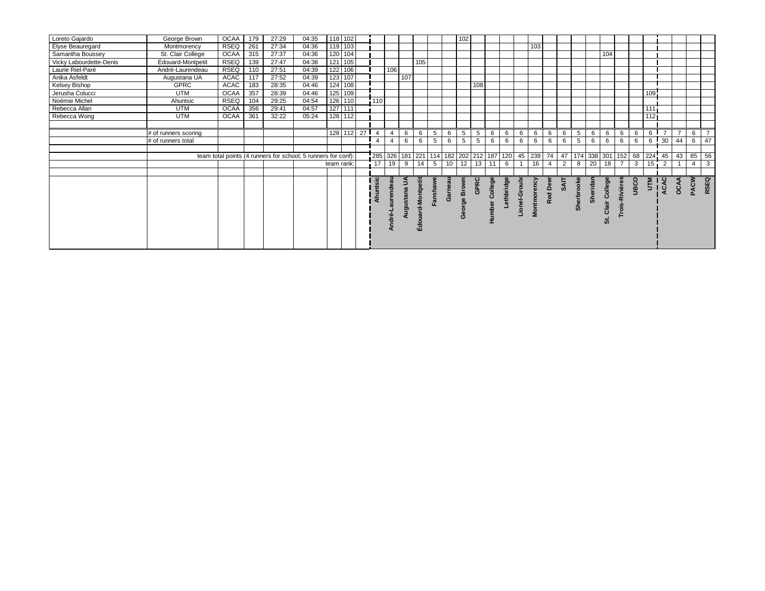| | | | | | | | | | Ahuntsic | André-Laurendeau | Augustana UA | Édouard-Montpetit | Fanshawe | Garneau | George Brown | GPRC | Humber College | Lethbridge | Lionel-Groulx | Montmorency | Red Deer | SAIT | Sherbrooke | Sheridan | St. Clair College | Trois-Rivières | UBCO | UTM | ACAC | OCAA | PACW | RSEQ |
|---|---|---|---|---|---|---|---|---|---|---|---|---|---|---|---|---|---|---|---|---|---|---|---|---|---|---|---|---|---|---|---|---|
| Loreto Gajardo | George Brown | OCAA | 179 | 27:29 | 04:35 | 118 | 102 | | | | | | | | 102 | | | | | | | | | | | | | | | | | |
| Élyse Beauregard | Montmorency | RSEQ | 261 | 27:34 | 04:36 | 119 | 103 | | | | | | | | | | | | | 103 | | | | | | | | | | | | |
| Samantha Boussey | St. Clair College | OCAA | 315 | 27:37 | 04:36 | 120 | 104 | | | | | | | | | | | | | | | | | | 104 | | | | | | | |
| Vicky Labourdette-Denis | Édouard-Montpetit | RSEQ | 139 | 27:47 | 04:38 | 121 | 105 | | | | | 105 | | | | | | | | | | | | | | | | | | | | |
| Laurie Riel-Paré | André-Laurendeau | RSEQ | 110 | 27:51 | 04:39 | 122 | 106 | | | 106 | | | | | | | | | | | | | | | | | | | | | | |
| Anika Asfeldt | Augustana UA | ACAC | 117 | 27:52 | 04:39 | 123 | 107 | | | | 107 | | | | | | | | | | | | | | | | | | | | | |
| Kelsey Bishop | GPRC | ACAC | 183 | 28:35 | 04:46 | 124 | 108 | | | | | | | | | 108 | | | | | | | | | | | | | | | | |
| Jerusha Colucci | UTM | OCAA | 357 | 28:39 | 04:46 | 125 | 109 | | | | | | | | | | | | | | | | | | | | | 109 | | | | |
| Noémie Michel | Ahuntsic | RSEQ | 104 | 29:25 | 04:54 | 126 | 110 | | 110 | | | | | | | | | | | | | | | | | | | | | | | |
| Rebecca Allan | UTM | OCAA | 356 | 29:41 | 04:57 | 127 | 111 | | | | | | | | | | | | | | | | | | | | | 111 | | | | |
| Rebecca Wong | UTM | OCAA | 361 | 32:22 | 05:24 | 128 | 112 | | | | | | | | | | | | | | | | | | | | | 112 | | | | |
| | | | | | | | | | | | | | | | | | | | | | | | | | | | | | | | | |
| | # of runners scoring | | | | | 128 | 112 | 27 | 4 | 4 | 6 | 6 | 5 | 6 | 5 | 5 | 6 | 6 | 6 | 6 | 6 | 6 | 5 | 6 | 6 | 6 | 6 | 6 | 7 | 7 | 6 | 7 |
| | # of runners total | | | | | | | | 4 | 4 | 6 | 6 | 5 | 6 | 5 | 5 | 6 | 6 | 6 | 6 | 6 | 6 | 5 | 6 | 6 | 6 | 6 | 6 | 30 | 44 | 6 | 47 |
| | | | | | | | | | | | | | | | | | | | | | | | | | | | | | | | | |
| | team total points (4 runners for school; 5 runners for conf): | | | | | | | | 285 | 326 | 181 | 221 | 114 | 182 | 202 | 212 | 187 | 120 | 45 | 239 | 74 | 47 | 174 | 338 | 301 | 152 | 68 | 224 | 45 | 43 | 85 | 56 |
| | | | | | | team rank: | | | 17 | 19 | 9 | 14 | 5 | 10 | 12 | 13 | 11 | 6 | 1 | 16 | 4 | 2 | 8 | 20 | 18 | 7 | 3 | 15 | 2 | 1 | 4 | 3 |